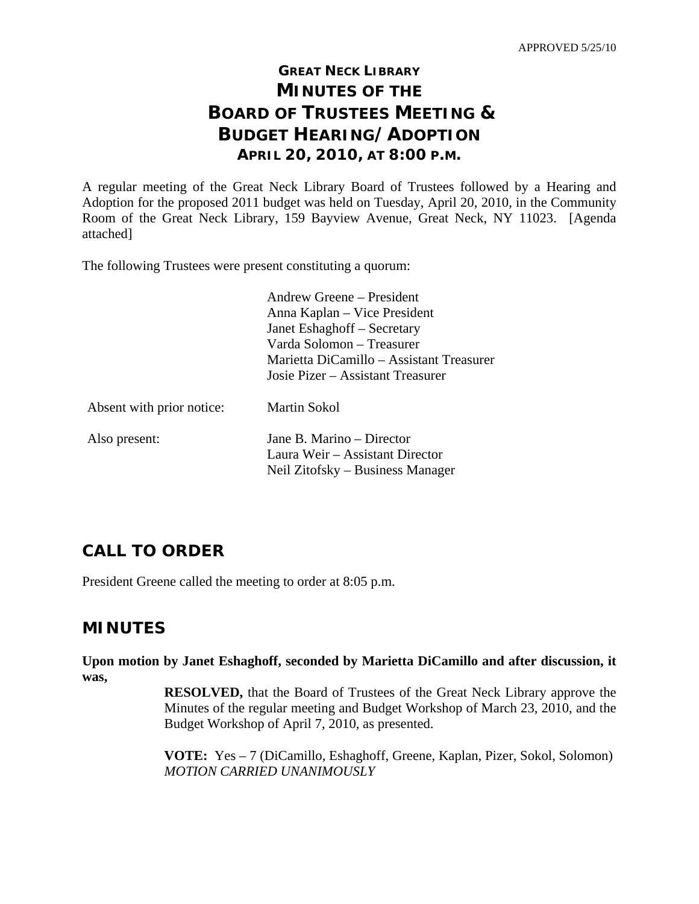APPROVED 5/25/10

# GREAT NECK LIBRARY
# MINUTES OF THE BOARD OF TRUSTEES MEETING & BUDGET HEARING/ADOPTION
## APRIL 20, 2010, AT 8:00 P.M.

A regular meeting of the Great Neck Library Board of Trustees followed by a Hearing and Adoption for the proposed 2011 budget was held on Tuesday, April 20, 2010, in the Community Room of the Great Neck Library, 159 Bayview Avenue, Great Neck, NY 11023. [Agenda attached]

The following Trustees were present constituting a quorum:

Andrew Greene – President
Anna Kaplan – Vice President
Janet Eshaghoff – Secretary
Varda Solomon – Treasurer
Marietta DiCamillo – Assistant Treasurer
Josie Pizer – Assistant Treasurer

Absent with prior notice: Martin Sokol

Also present: Jane B. Marino – Director
Laura Weir – Assistant Director
Neil Zitofsky – Business Manager

## CALL TO ORDER

President Greene called the meeting to order at 8:05 p.m.

## MINUTES

**Upon motion by Janet Eshaghoff, seconded by Marietta DiCamillo and after discussion, it was,**

**RESOLVED,** that the Board of Trustees of the Great Neck Library approve the Minutes of the regular meeting and Budget Workshop of March 23, 2010, and the Budget Workshop of April 7, 2010, as presented.

**VOTE:** Yes – 7 (DiCamillo, Eshaghoff, Greene, Kaplan, Pizer, Sokol, Solomon)
*MOTION CARRIED UNANIMOUSLY*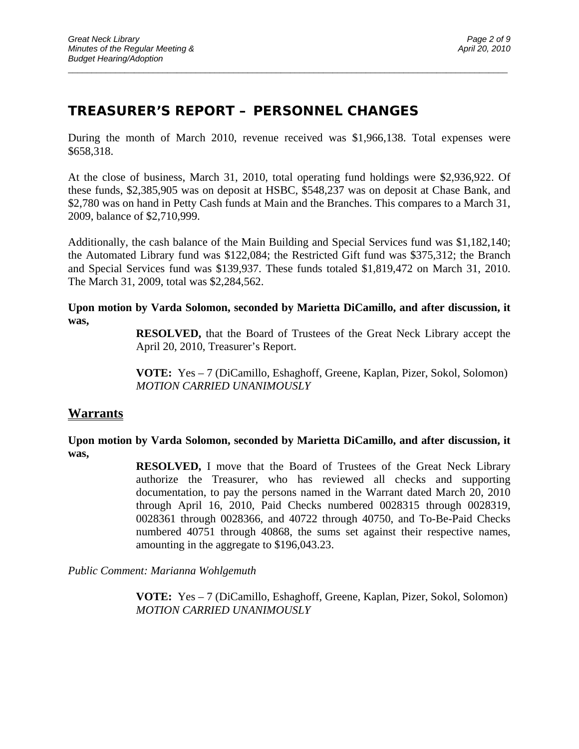## TREASURER'S REPORT – PERSONNEL CHANGES

During the month of March 2010, revenue received was $1,966,138. Total expenses were $658,318.

At the close of business, March 31, 2010, total operating fund holdings were $2,936,922. Of these funds, $2,385,905 was on deposit at HSBC, $548,237 was on deposit at Chase Bank, and $2,780 was on hand in Petty Cash funds at Main and the Branches. This compares to a March 31, 2009, balance of $2,710,999.

Additionally, the cash balance of the Main Building and Special Services fund was $1,182,140; the Automated Library fund was $122,084; the Restricted Gift fund was $375,312; the Branch and Special Services fund was $139,937. These funds totaled $1,819,472 on March 31, 2010. The March 31, 2009, total was $2,284,562.

**Upon motion by Varda Solomon, seconded by Marietta DiCamillo, and after discussion, it was,**

> **RESOLVED,** that the Board of Trustees of the Great Neck Library accept the April 20, 2010, Treasurer's Report.
>
> **VOTE:** Yes – 7 (DiCamillo, Eshaghoff, Greene, Kaplan, Pizer, Sokol, Solomon)
> *MOTION CARRIED UNANIMOUSLY*

## Warrants

**Upon motion by Varda Solomon, seconded by Marietta DiCamillo, and after discussion, it was,**

> **RESOLVED,** I move that the Board of Trustees of the Great Neck Library authorize the Treasurer, who has reviewed all checks and supporting documentation, to pay the persons named in the Warrant dated March 20, 2010 through April 16, 2010, Paid Checks numbered 0028315 through 0028319, 0028361 through 0028366, and 40722 through 40750, and To-Be-Paid Checks numbered 40751 through 40868, the sums set against their respective names, amounting in the aggregate to $196,043.23.

*Public Comment: Marianna Wohlgemuth*

> **VOTE:** Yes – 7 (DiCamillo, Eshaghoff, Greene, Kaplan, Pizer, Sokol, Solomon)
> *MOTION CARRIED UNANIMOUSLY*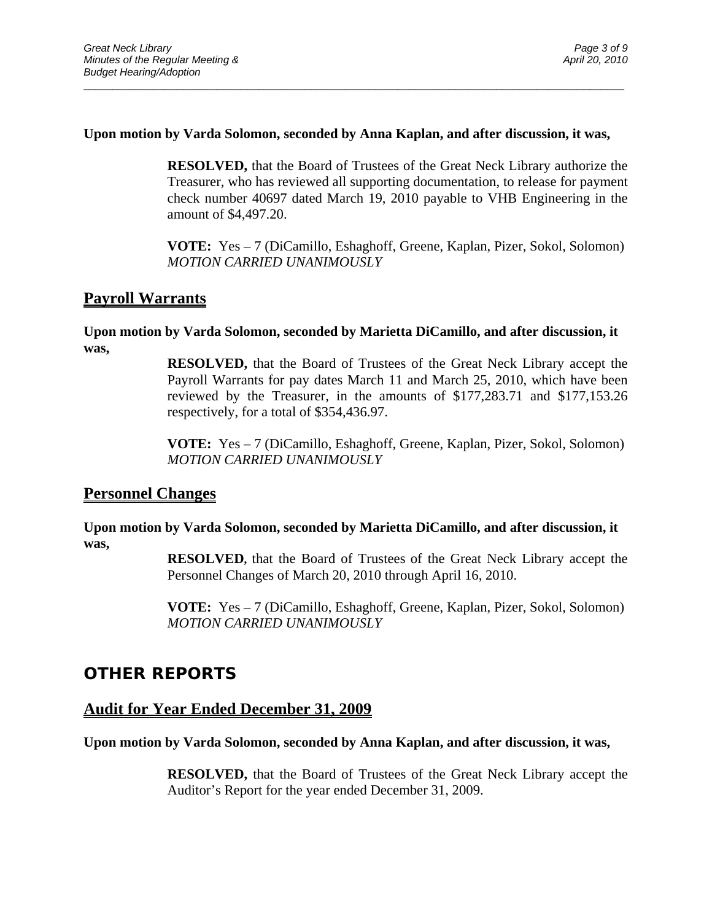**Upon motion by Varda Solomon, seconded by Anna Kaplan, and after discussion, it was,**

> **RESOLVED,** that the Board of Trustees of the Great Neck Library authorize the Treasurer, who has reviewed all supporting documentation, to release for payment check number 40697 dated March 19, 2010 payable to VHB Engineering in the amount of $4,497.20.
>
> **VOTE:** Yes – 7 (DiCamillo, Eshaghoff, Greene, Kaplan, Pizer, Sokol, Solomon)
> *MOTION CARRIED UNANIMOUSLY*

## Payroll Warrants

**Upon motion by Varda Solomon, seconded by Marietta DiCamillo, and after discussion, it was,**

> **RESOLVED,** that the Board of Trustees of the Great Neck Library accept the Payroll Warrants for pay dates March 11 and March 25, 2010, which have been reviewed by the Treasurer, in the amounts of $177,283.71 and $177,153.26 respectively, for a total of $354,436.97.
>
> **VOTE:** Yes – 7 (DiCamillo, Eshaghoff, Greene, Kaplan, Pizer, Sokol, Solomon)
> *MOTION CARRIED UNANIMOUSLY*

## Personnel Changes

**Upon motion by Varda Solomon, seconded by Marietta DiCamillo, and after discussion, it was,**

> **RESOLVED**, that the Board of Trustees of the Great Neck Library accept the Personnel Changes of March 20, 2010 through April 16, 2010.
>
> **VOTE:** Yes – 7 (DiCamillo, Eshaghoff, Greene, Kaplan, Pizer, Sokol, Solomon)
> *MOTION CARRIED UNANIMOUSLY*

# OTHER REPORTS

## Audit for Year Ended December 31, 2009

**Upon motion by Varda Solomon, seconded by Anna Kaplan, and after discussion, it was,**

> **RESOLVED,** that the Board of Trustees of the Great Neck Library accept the Auditor's Report for the year ended December 31, 2009.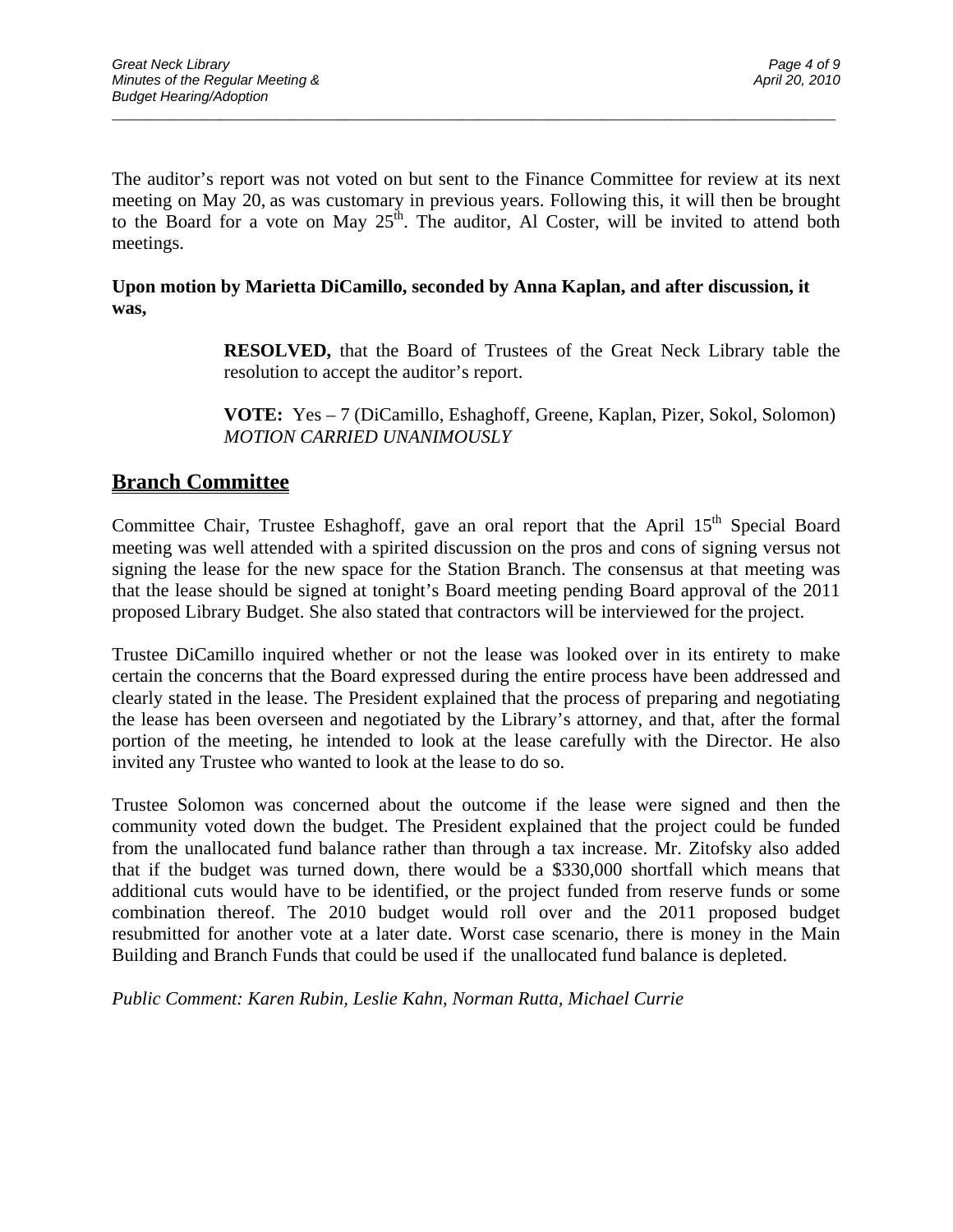The auditor's report was not voted on but sent to the Finance Committee for review at its next meeting on May 20, as was customary in previous years. Following this, it will then be brought to the Board for a vote on May 25th. The auditor, Al Coster, will be invited to attend both meetings.

**Upon motion by Marietta DiCamillo, seconded by Anna Kaplan, and after discussion, it was,**

> **RESOLVED,** that the Board of Trustees of the Great Neck Library table the resolution to accept the auditor's report.
>
> **VOTE:** Yes – 7 (DiCamillo, Eshaghoff, Greene, Kaplan, Pizer, Sokol, Solomon) *MOTION CARRIED UNANIMOUSLY*

## Branch Committee

Committee Chair, Trustee Eshaghoff, gave an oral report that the April 15th Special Board meeting was well attended with a spirited discussion on the pros and cons of signing versus not signing the lease for the new space for the Station Branch. The consensus at that meeting was that the lease should be signed at tonight's Board meeting pending Board approval of the 2011 proposed Library Budget. She also stated that contractors will be interviewed for the project.

Trustee DiCamillo inquired whether or not the lease was looked over in its entirety to make certain the concerns that the Board expressed during the entire process have been addressed and clearly stated in the lease. The President explained that the process of preparing and negotiating the lease has been overseen and negotiated by the Library's attorney, and that, after the formal portion of the meeting, he intended to look at the lease carefully with the Director. He also invited any Trustee who wanted to look at the lease to do so.

Trustee Solomon was concerned about the outcome if the lease were signed and then the community voted down the budget. The President explained that the project could be funded from the unallocated fund balance rather than through a tax increase. Mr. Zitofsky also added that if the budget was turned down, there would be a $330,000 shortfall which means that additional cuts would have to be identified, or the project funded from reserve funds or some combination thereof. The 2010 budget would roll over and the 2011 proposed budget resubmitted for another vote at a later date. Worst case scenario, there is money in the Main Building and Branch Funds that could be used if the unallocated fund balance is depleted.

*Public Comment: Karen Rubin, Leslie Kahn, Norman Rutta, Michael Currie*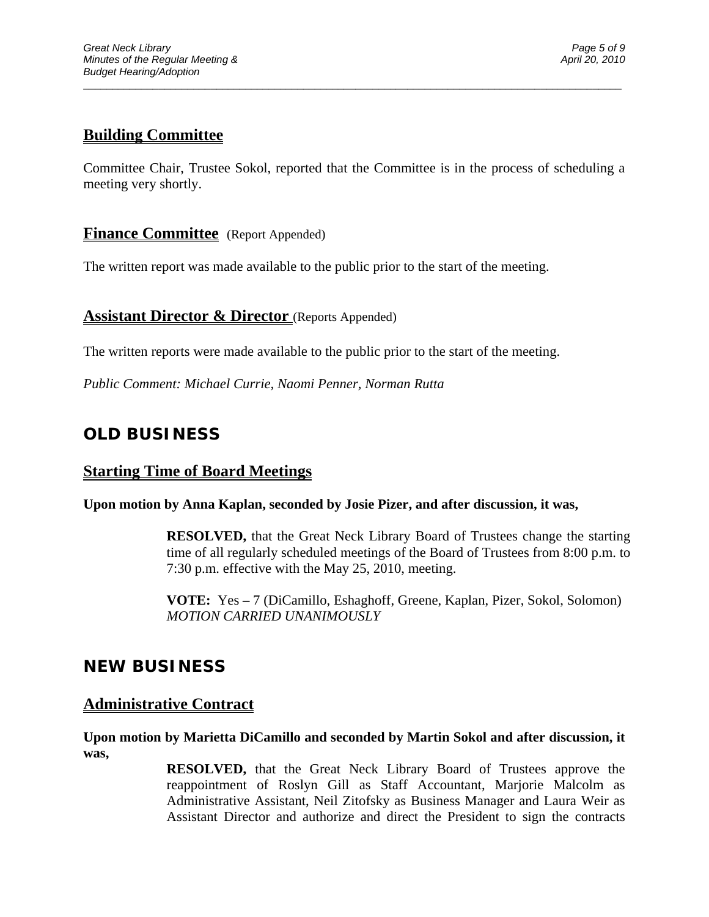## Building Committee

Committee Chair, Trustee Sokol, reported that the Committee is in the process of scheduling a meeting very shortly.

## Finance Committee (Report Appended)

The written report was made available to the public prior to the start of the meeting.

## Assistant Director & Director (Reports Appended)

The written reports were made available to the public prior to the start of the meeting.

*Public Comment: Michael Currie, Naomi Penner, Norman Rutta*

# OLD BUSINESS

## Starting Time of Board Meetings

**Upon motion by Anna Kaplan, seconded by Josie Pizer, and after discussion, it was,**

> **RESOLVED,** that the Great Neck Library Board of Trustees change the starting time of all regularly scheduled meetings of the Board of Trustees from 8:00 p.m. to 7:30 p.m. effective with the May 25, 2010, meeting.
>
> **VOTE:** Yes **–** 7 (DiCamillo, Eshaghoff, Greene, Kaplan, Pizer, Sokol, Solomon)
> *MOTION CARRIED UNANIMOUSLY*

# NEW BUSINESS

## Administrative Contract

**Upon motion by Marietta DiCamillo and seconded by Martin Sokol and after discussion, it was,**

> **RESOLVED,** that the Great Neck Library Board of Trustees approve the reappointment of Roslyn Gill as Staff Accountant, Marjorie Malcolm as Administrative Assistant, Neil Zitofsky as Business Manager and Laura Weir as Assistant Director and authorize and direct the President to sign the contracts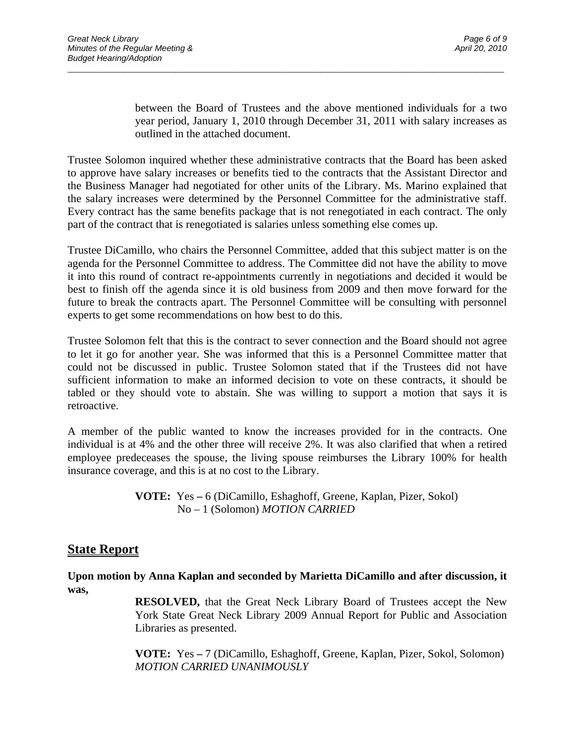between the Board of Trustees and the above mentioned individuals for a two year period, January 1, 2010 through December 31, 2011 with salary increases as outlined in the attached document.

Trustee Solomon inquired whether these administrative contracts that the Board has been asked to approve have salary increases or benefits tied to the contracts that the Assistant Director and the Business Manager had negotiated for other units of the Library. Ms. Marino explained that the salary increases were determined by the Personnel Committee for the administrative staff. Every contract has the same benefits package that is not renegotiated in each contract. The only part of the contract that is renegotiated is salaries unless something else comes up.

Trustee DiCamillo, who chairs the Personnel Committee, added that this subject matter is on the agenda for the Personnel Committee to address. The Committee did not have the ability to move it into this round of contract re-appointments currently in negotiations and decided it would be best to finish off the agenda since it is old business from 2009 and then move forward for the future to break the contracts apart. The Personnel Committee will be consulting with personnel experts to get some recommendations on how best to do this.

Trustee Solomon felt that this is the contract to sever connection and the Board should not agree to let it go for another year. She was informed that this is a Personnel Committee matter that could not be discussed in public. Trustee Solomon stated that if the Trustees did not have sufficient information to make an informed decision to vote on these contracts, it should be tabled or they should vote to abstain. She was willing to support a motion that says it is retroactive.

A member of the public wanted to know the increases provided for in the contracts. One individual is at 4% and the other three will receive 2%. It was also clarified that when a retired employee predeceases the spouse, the living spouse reimburses the Library 100% for health insurance coverage, and this is at no cost to the Library.

**VOTE:** Yes – 6 (DiCamillo, Eshaghoff, Greene, Kaplan, Pizer, Sokol)
No – 1 (Solomon) *MOTION CARRIED*

## State Report

**Upon motion by Anna Kaplan and seconded by Marietta DiCamillo and after discussion, it was,**

**RESOLVED,** that the Great Neck Library Board of Trustees accept the New York State Great Neck Library 2009 Annual Report for Public and Association Libraries as presented.

**VOTE:** Yes – 7 (DiCamillo, Eshaghoff, Greene, Kaplan, Pizer, Sokol, Solomon) *MOTION CARRIED UNANIMOUSLY*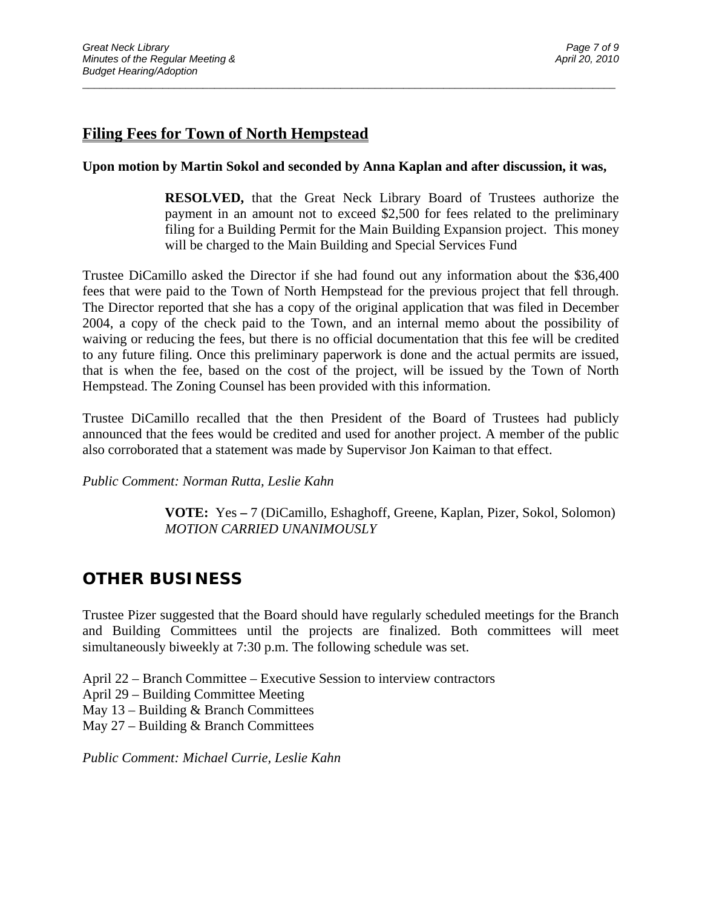## Filing Fees for Town of North Hempstead

**Upon motion by Martin Sokol and seconded by Anna Kaplan and after discussion, it was,**

> **RESOLVED,** that the Great Neck Library Board of Trustees authorize the payment in an amount not to exceed $2,500 for fees related to the preliminary filing for a Building Permit for the Main Building Expansion project. This money will be charged to the Main Building and Special Services Fund

Trustee DiCamillo asked the Director if she had found out any information about the $36,400 fees that were paid to the Town of North Hempstead for the previous project that fell through. The Director reported that she has a copy of the original application that was filed in December 2004, a copy of the check paid to the Town, and an internal memo about the possibility of waiving or reducing the fees, but there is no official documentation that this fee will be credited to any future filing. Once this preliminary paperwork is done and the actual permits are issued, that is when the fee, based on the cost of the project, will be issued by the Town of North Hempstead. The Zoning Counsel has been provided with this information.

Trustee DiCamillo recalled that the then President of the Board of Trustees had publicly announced that the fees would be credited and used for another project. A member of the public also corroborated that a statement was made by Supervisor Jon Kaiman to that effect.

*Public Comment: Norman Rutta, Leslie Kahn*

> **VOTE:** Yes – 7 (DiCamillo, Eshaghoff, Greene, Kaplan, Pizer, Sokol, Solomon)
> *MOTION CARRIED UNANIMOUSLY*

# OTHER BUSINESS

Trustee Pizer suggested that the Board should have regularly scheduled meetings for the Branch and Building Committees until the projects are finalized. Both committees will meet simultaneously biweekly at 7:30 p.m. The following schedule was set.

April 22 – Branch Committee – Executive Session to interview contractors
April 29 – Building Committee Meeting
May 13 – Building & Branch Committees
May 27 – Building & Branch Committees

*Public Comment: Michael Currie, Leslie Kahn*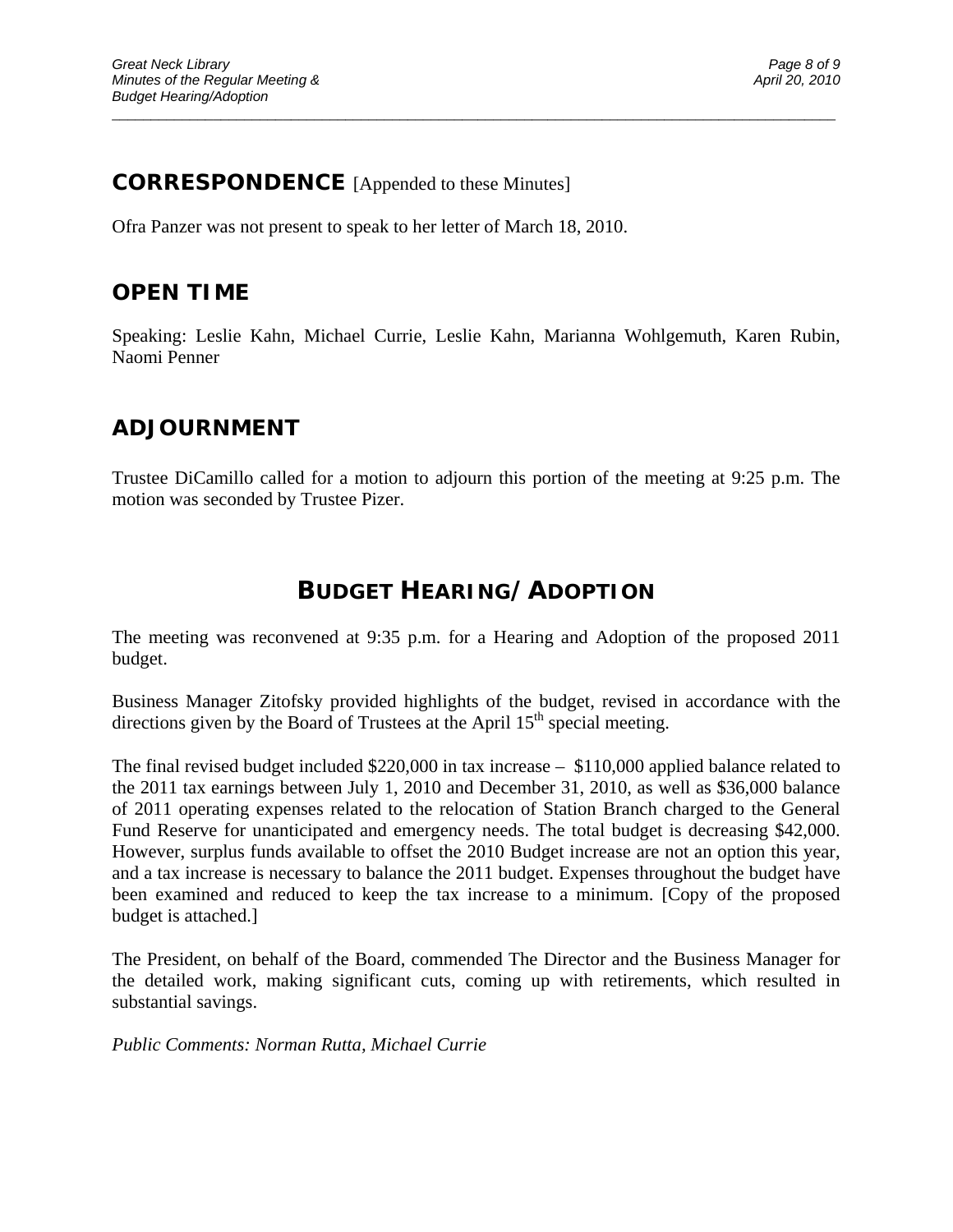## CORRESPONDENCE [Appended to these Minutes]

Ofra Panzer was not present to speak to her letter of March 18, 2010.

## OPEN TIME

Speaking: Leslie Kahn, Michael Currie, Leslie Kahn, Marianna Wohlgemuth, Karen Rubin, Naomi Penner

## ADJOURNMENT

Trustee DiCamillo called for a motion to adjourn this portion of the meeting at 9:25 p.m. The motion was seconded by Trustee Pizer.

# BUDGET HEARING/ADOPTION

The meeting was reconvened at 9:35 p.m. for a Hearing and Adoption of the proposed 2011 budget.

Business Manager Zitofsky provided highlights of the budget, revised in accordance with the directions given by the Board of Trustees at the April 15th special meeting.

The final revised budget included $220,000 in tax increase – $110,000 applied balance related to the 2011 tax earnings between July 1, 2010 and December 31, 2010, as well as $36,000 balance of 2011 operating expenses related to the relocation of Station Branch charged to the General Fund Reserve for unanticipated and emergency needs. The total budget is decreasing $42,000. However, surplus funds available to offset the 2010 Budget increase are not an option this year, and a tax increase is necessary to balance the 2011 budget. Expenses throughout the budget have been examined and reduced to keep the tax increase to a minimum. [Copy of the proposed budget is attached.]

The President, on behalf of the Board, commended The Director and the Business Manager for the detailed work, making significant cuts, coming up with retirements, which resulted in substantial savings.

*Public Comments: Norman Rutta, Michael Currie*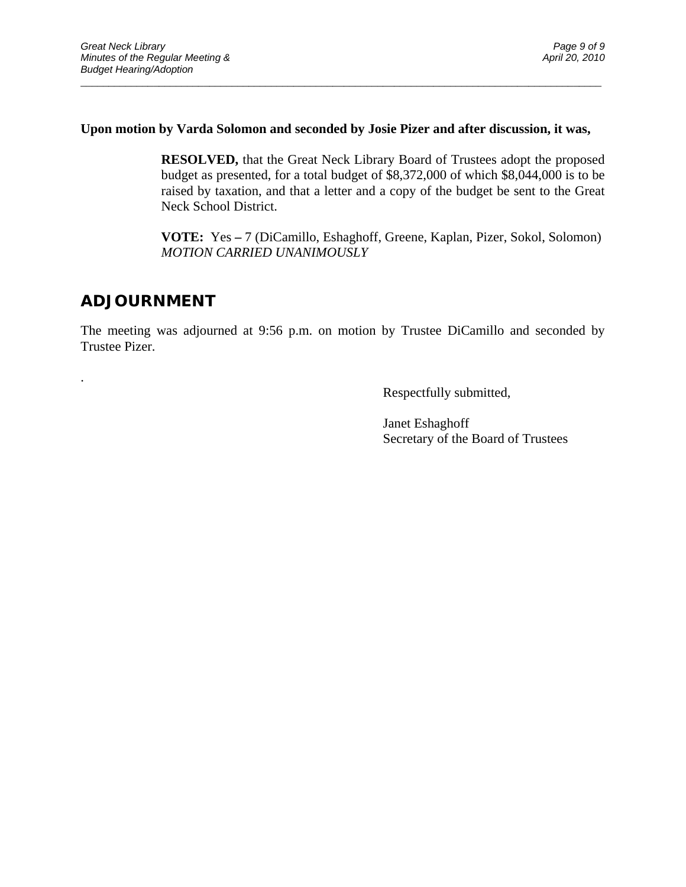**Upon motion by Varda Solomon and seconded by Josie Pizer and after discussion, it was,**

> **RESOLVED,** that the Great Neck Library Board of Trustees adopt the proposed budget as presented, for a total budget of $8,372,000 of which $8,044,000 is to be raised by taxation, and that a letter and a copy of the budget be sent to the Great Neck School District.
>
> **VOTE:** Yes – 7 (DiCamillo, Eshaghoff, Greene, Kaplan, Pizer, Sokol, Solomon)
> *MOTION CARRIED UNANIMOUSLY*

## ADJOURNMENT

The meeting was adjourned at 9:56 p.m. on motion by Trustee DiCamillo and seconded by Trustee Pizer.

.

Respectfully submitted,

Janet Eshaghoff
Secretary of the Board of Trustees